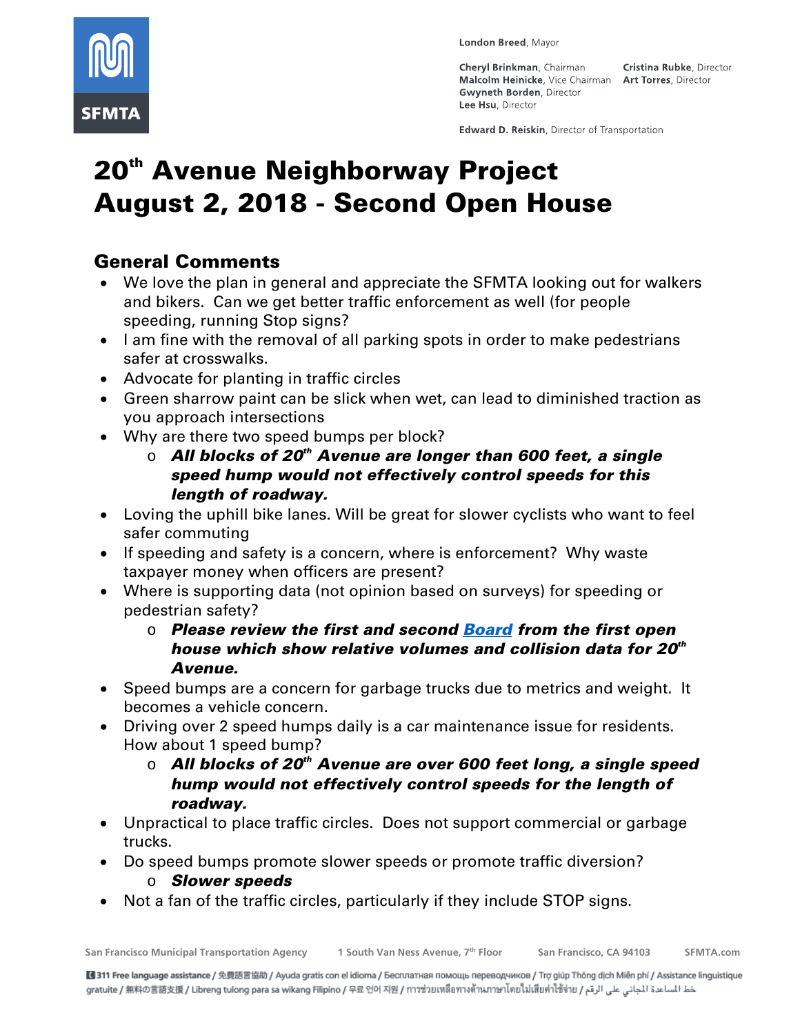London Breed, Mayor

Cheryl Brinkman, Chairman
Malcolm Heinicke, Vice Chairman
Gwyneth Borden, Director
Lee Hsu, Director
Cristina Rubke, Director
Art Torres, Director

Edward D. Reiskin, Director of Transportation

# 20th Avenue Neighborway Project
# August 2, 2018 - Second Open House

## General Comments

- We love the plan in general and appreciate the SFMTA looking out for walkers and bikers. Can we get better traffic enforcement as well (for people speeding, running Stop signs?
- I am fine with the removal of all parking spots in order to make pedestrians safer at crosswalks.
- Advocate for planting in traffic circles
- Green sharrow paint can be slick when wet, can lead to diminished traction as you approach intersections
- Why are there two speed bumps per block?
  - ***All blocks of 20th Avenue are longer than 600 feet, a single speed hump would not effectively control speeds for this length of roadway.***
- Loving the uphill bike lanes. Will be great for slower cyclists who want to feel safer commuting
- If speeding and safety is a concern, where is enforcement? Why waste taxpayer money when officers are present?
- Where is supporting data (not opinion based on surveys) for speeding or pedestrian safety?
  - ***Please review the first and second Board from the first open house which show relative volumes and collision data for 20th Avenue.***
- Speed bumps are a concern for garbage trucks due to metrics and weight. It becomes a vehicle concern.
- Driving over 2 speed humps daily is a car maintenance issue for residents. How about 1 speed bump?
  - ***All blocks of 20th Avenue are over 600 feet long, a single speed hump would not effectively control speeds for the length of roadway.***
- Unpractical to place traffic circles. Does not support commercial or garbage trucks.
- Do speed bumps promote slower speeds or promote traffic diversion?
  - ***Slower speeds***
- Not a fan of the traffic circles, particularly if they include STOP signs.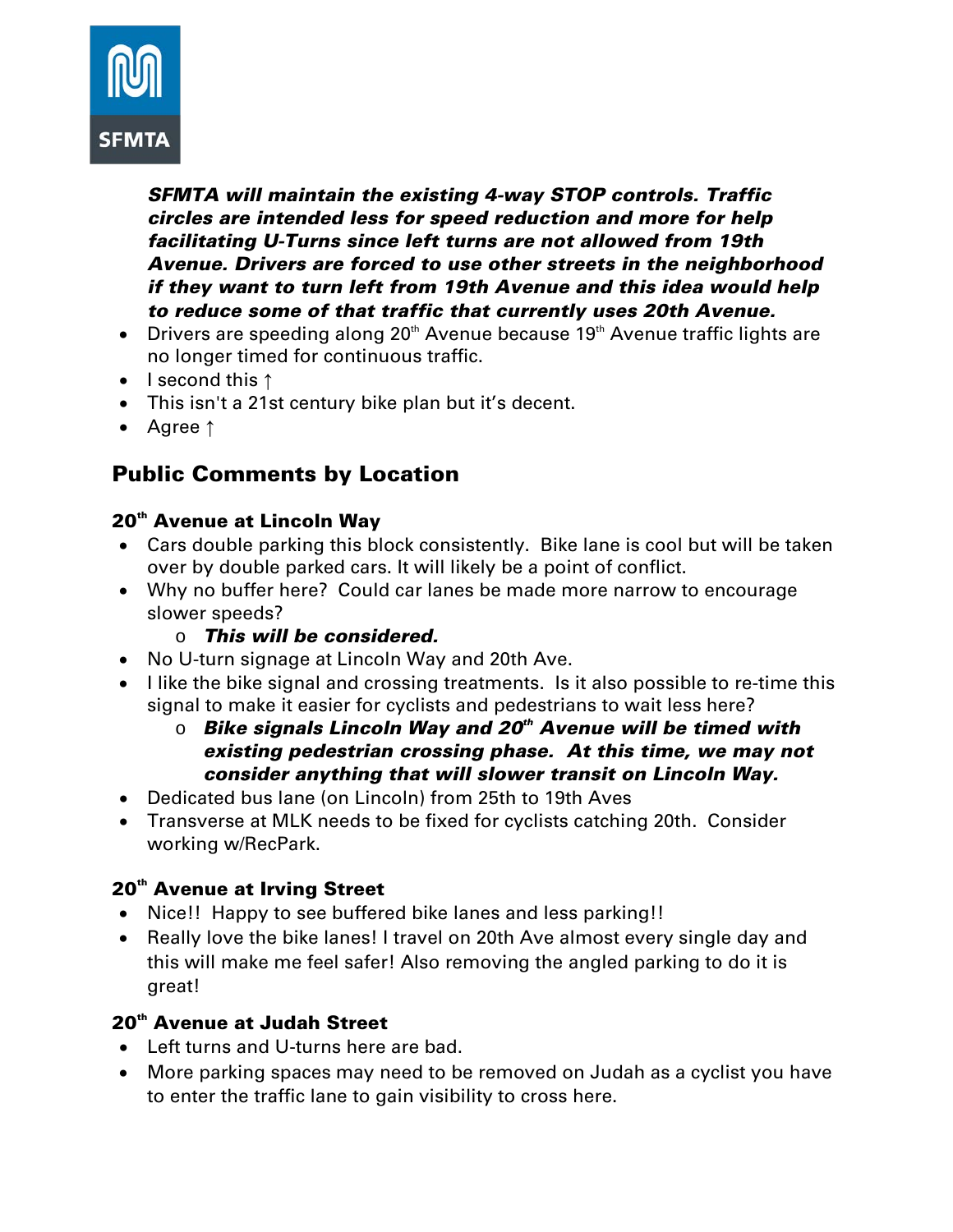***SFMTA will maintain the existing 4-way STOP controls. Traffic circles are intended less for speed reduction and more for help facilitating U-Turns since left turns are not allowed from 19th Avenue. Drivers are forced to use other streets in the neighborhood if they want to turn left from 19th Avenue and this idea would help to reduce some of that traffic that currently uses 20th Avenue.***

- Drivers are speeding along 20th Avenue because 19th Avenue traffic lights are no longer timed for continuous traffic.
- I second this ↑
- This isn't a 21st century bike plan but it's decent.
- Agree ↑

## Public Comments by Location

### 20th Avenue at Lincoln Way

- Cars double parking this block consistently. Bike lane is cool but will be taken over by double parked cars. It will likely be a point of conflict.
- Why no buffer here? Could car lanes be made more narrow to encourage slower speeds?
    - ***This will be considered.***
- No U-turn signage at Lincoln Way and 20th Ave.
- I like the bike signal and crossing treatments. Is it also possible to re-time this signal to make it easier for cyclists and pedestrians to wait less here?
    - ***Bike signals Lincoln Way and 20th Avenue will be timed with existing pedestrian crossing phase. At this time, we may not consider anything that will slower transit on Lincoln Way.***
- Dedicated bus lane (on Lincoln) from 25th to 19th Aves
- Transverse at MLK needs to be fixed for cyclists catching 20th. Consider working w/RecPark.

### 20th Avenue at Irving Street

- Nice!! Happy to see buffered bike lanes and less parking!!
- Really love the bike lanes! I travel on 20th Ave almost every single day and this will make me feel safer! Also removing the angled parking to do it is great!

### 20th Avenue at Judah Street

- Left turns and U-turns here are bad.
- More parking spaces may need to be removed on Judah as a cyclist you have to enter the traffic lane to gain visibility to cross here.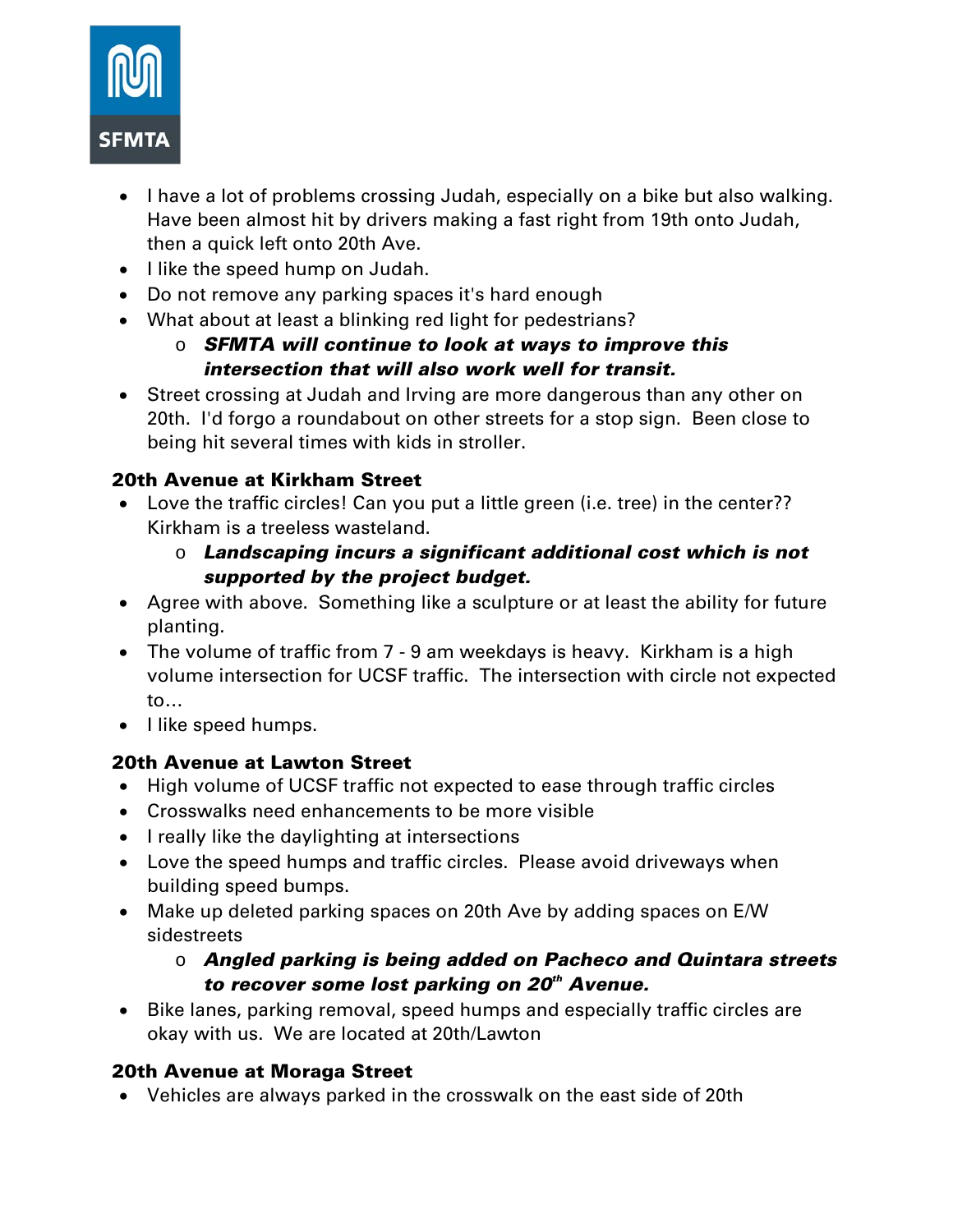- I have a lot of problems crossing Judah, especially on a bike but also walking. Have been almost hit by drivers making a fast right from 19th onto Judah, then a quick left onto 20th Ave.
- I like the speed hump on Judah.
- Do not remove any parking spaces it's hard enough
- What about at least a blinking red light for pedestrians?
    - ***SFMTA will continue to look at ways to improve this intersection that will also work well for transit.***
- Street crossing at Judah and Irving are more dangerous than any other on 20th. I'd forgo a roundabout on other streets for a stop sign. Been close to being hit several times with kids in stroller.

### 20th Avenue at Kirkham Street

- Love the traffic circles! Can you put a little green (i.e. tree) in the center?? Kirkham is a treeless wasteland.
    - ***Landscaping incurs a significant additional cost which is not supported by the project budget.***
- Agree with above. Something like a sculpture or at least the ability for future planting.
- The volume of traffic from 7 - 9 am weekdays is heavy. Kirkham is a high volume intersection for UCSF traffic. The intersection with circle not expected to...
- I like speed humps.

### 20th Avenue at Lawton Street

- High volume of UCSF traffic not expected to ease through traffic circles
- Crosswalks need enhancements to be more visible
- I really like the daylighting at intersections
- Love the speed humps and traffic circles. Please avoid driveways when building speed bumps.
- Make up deleted parking spaces on 20th Ave by adding spaces on E/W sidestreets
    - ***Angled parking is being added on Pacheco and Quintara streets to recover some lost parking on 20th Avenue.***
- Bike lanes, parking removal, speed humps and especially traffic circles are okay with us. We are located at 20th/Lawton

### 20th Avenue at Moraga Street

- Vehicles are always parked in the crosswalk on the east side of 20th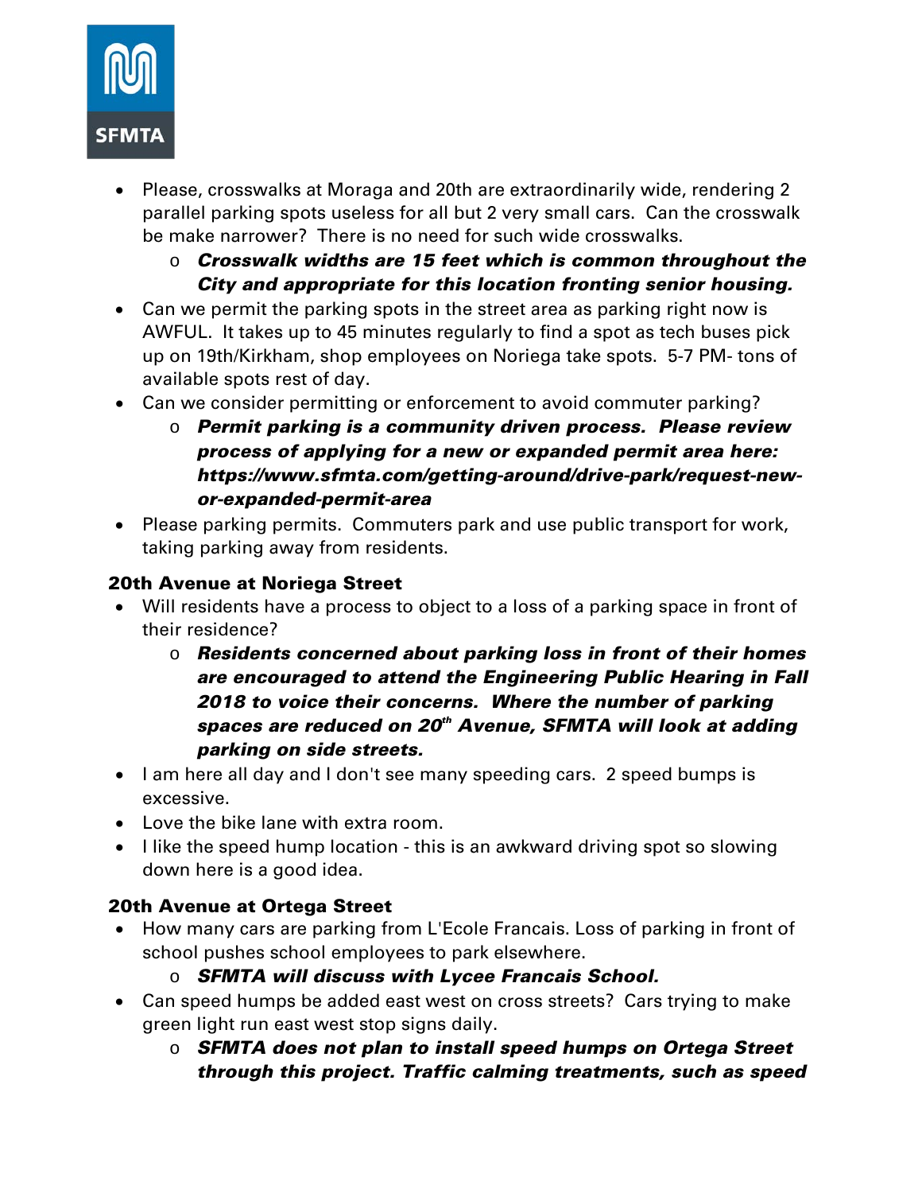- Please, crosswalks at Moraga and 20th are extraordinarily wide, rendering 2 parallel parking spots useless for all but 2 very small cars. Can the crosswalk be make narrower? There is no need for such wide crosswalks.
    - ***Crosswalk widths are 15 feet which is common throughout the City and appropriate for this location fronting senior housing.***
- Can we permit the parking spots in the street area as parking right now is AWFUL. It takes up to 45 minutes regularly to find a spot as tech buses pick up on 19th/Kirkham, shop employees on Noriega take spots. 5-7 PM- tons of available spots rest of day.
- Can we consider permitting or enforcement to avoid commuter parking?
    - ***Permit parking is a community driven process. Please review process of applying for a new or expanded permit area here: https://www.sfmta.com/getting-around/drive-park/request-new-or-expanded-permit-area***
- Please parking permits. Commuters park and use public transport for work, taking parking away from residents.

### 20th Avenue at Noriega Street

- Will residents have a process to object to a loss of a parking space in front of their residence?
    - ***Residents concerned about parking loss in front of their homes are encouraged to attend the Engineering Public Hearing in Fall 2018 to voice their concerns. Where the number of parking spaces are reduced on 20th Avenue, SFMTA will look at adding parking on side streets.***
- I am here all day and I don't see many speeding cars. 2 speed bumps is excessive.
- Love the bike lane with extra room.
- I like the speed hump location - this is an awkward driving spot so slowing down here is a good idea.

### 20th Avenue at Ortega Street

- How many cars are parking from L'Ecole Francais. Loss of parking in front of school pushes school employees to park elsewhere.
    - ***SFMTA will discuss with Lycee Francais School.***
- Can speed humps be added east west on cross streets? Cars trying to make green light run east west stop signs daily.
    - ***SFMTA does not plan to install speed humps on Ortega Street through this project. Traffic calming treatments, such as speed***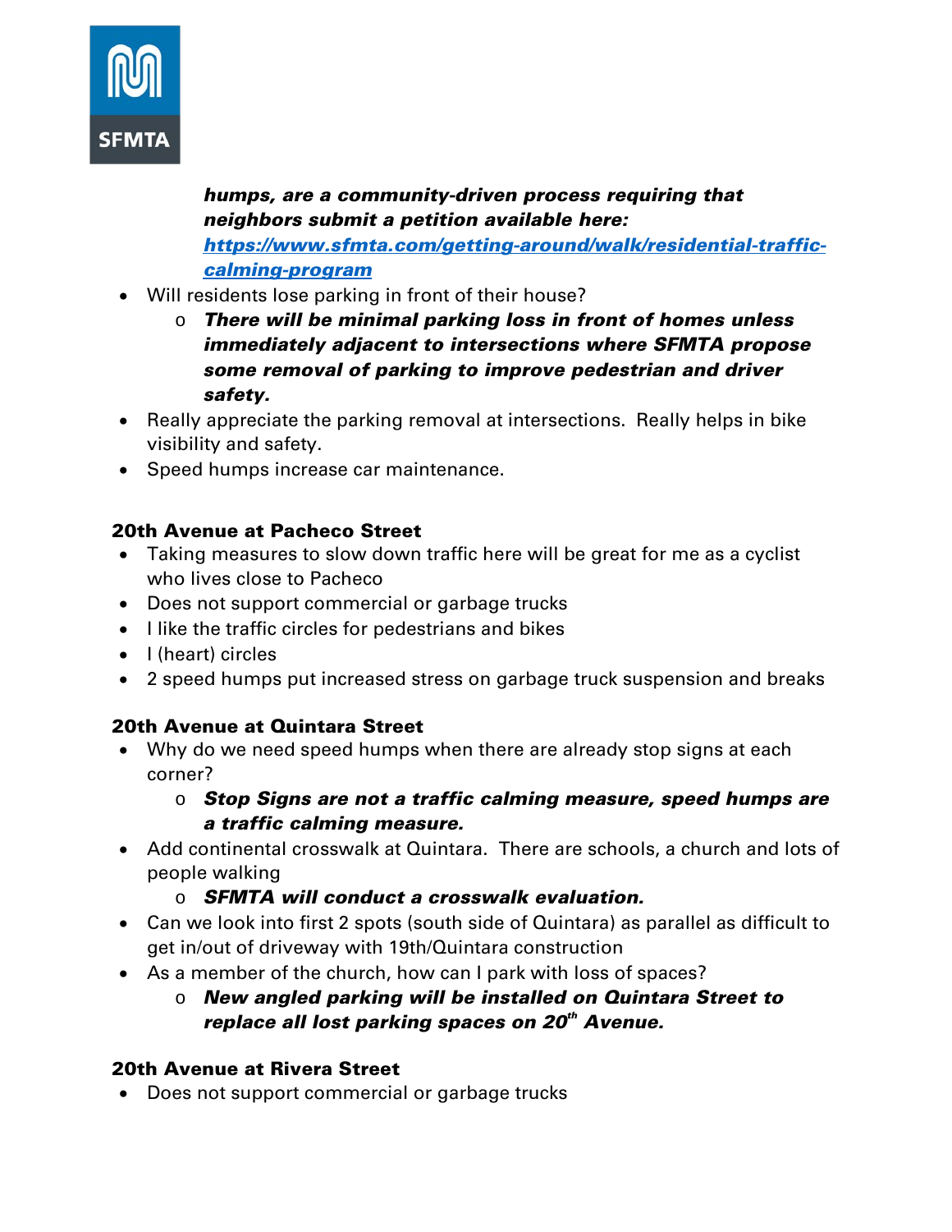***humps, are a community-driven process requiring that neighbors submit a petition available here: [https://www.sfmta.com/getting-around/walk/residential-traffic-calming-program](https://www.sfmta.com/getting-around/walk/residential-traffic-calming-program)***

- Will residents lose parking in front of their house?
  - ***There will be minimal parking loss in front of homes unless immediately adjacent to intersections where SFMTA propose some removal of parking to improve pedestrian and driver safety.***
- Really appreciate the parking removal at intersections. Really helps in bike visibility and safety.
- Speed humps increase car maintenance.

### 20th Avenue at Pacheco Street

- Taking measures to slow down traffic here will be great for me as a cyclist who lives close to Pacheco
- Does not support commercial or garbage trucks
- I like the traffic circles for pedestrians and bikes
- I (heart) circles
- 2 speed humps put increased stress on garbage truck suspension and breaks

### 20th Avenue at Quintara Street

- Why do we need speed humps when there are already stop signs at each corner?
  - ***Stop Signs are not a traffic calming measure, speed humps are a traffic calming measure.***
- Add continental crosswalk at Quintara. There are schools, a church and lots of people walking
  - ***SFMTA will conduct a crosswalk evaluation.***
- Can we look into first 2 spots (south side of Quintara) as parallel as difficult to get in/out of driveway with 19th/Quintara construction
- As a member of the church, how can I park with loss of spaces?
  - ***New angled parking will be installed on Quintara Street to replace all lost parking spaces on 20th Avenue.***

### 20th Avenue at Rivera Street

- Does not support commercial or garbage trucks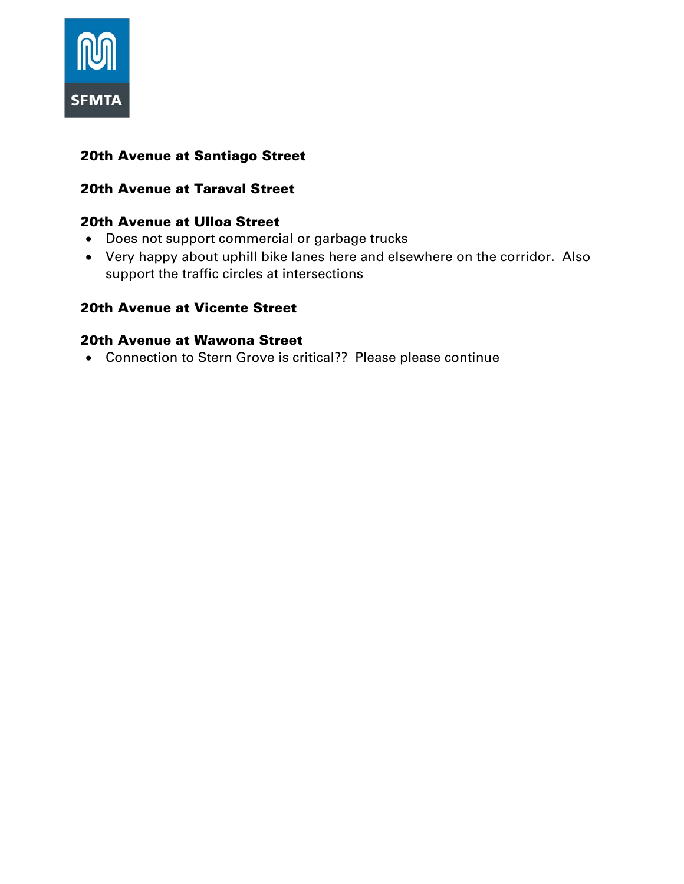**20th Avenue at Santiago Street**

**20th Avenue at Taraval Street**

**20th Avenue at Ulloa Street**

- Does not support commercial or garbage trucks
- Very happy about uphill bike lanes here and elsewhere on the corridor. Also support the traffic circles at intersections

**20th Avenue at Vicente Street**

**20th Avenue at Wawona Street**

- Connection to Stern Grove is critical?? Please please continue